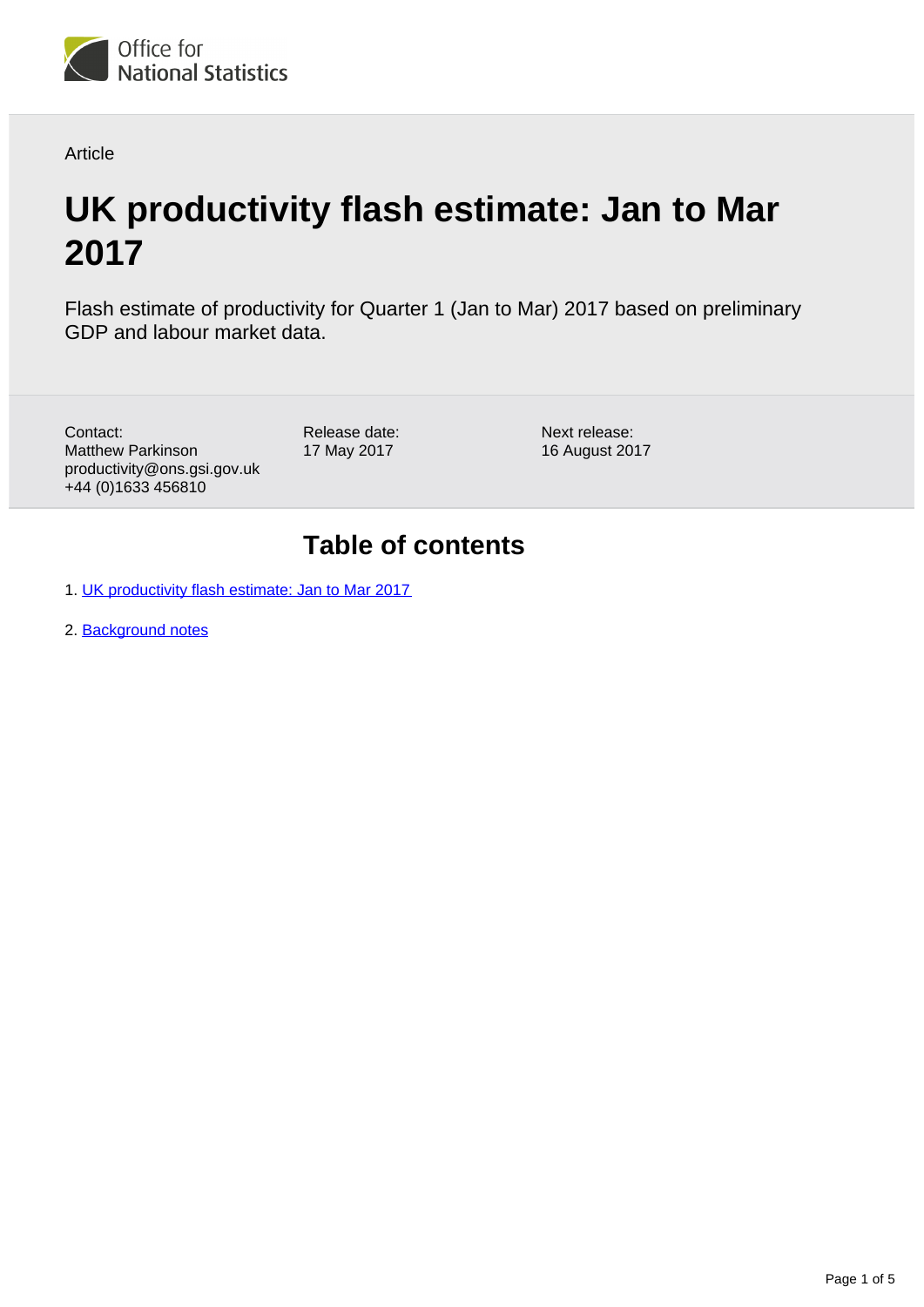Office for National Statistics

Article

# UK productivity flash estimate: Jan to Mar 2017

Flash estimate of productivity for Quarter 1 (Jan to Mar) 2017 based on preliminary GDP and labour market data.

Contact:
Matthew Parkinson
productivity@ons.gsi.gov.uk
+44 (0)1633 456810

Release date:
17 May 2017

Next release:
16 August 2017

## Table of contents

1. UK productivity flash estimate: Jan to Mar 2017
2. Background notes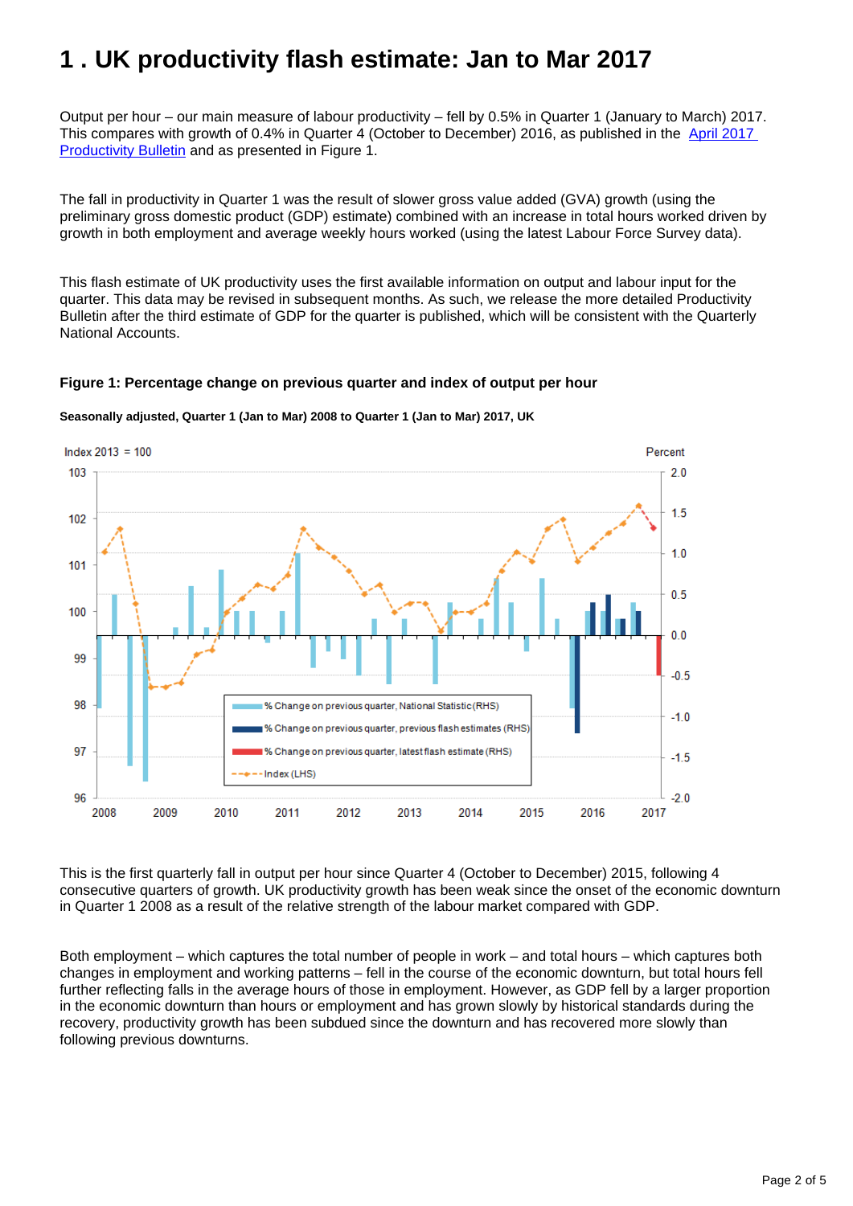# 1 . UK productivity flash estimate: Jan to Mar 2017

Output per hour – our main measure of labour productivity – fell by 0.5% in Quarter 1 (January to March) 2017. This compares with growth of 0.4% in Quarter 4 (October to December) 2016, as published in the April 2017 Productivity Bulletin and as presented in Figure 1.

The fall in productivity in Quarter 1 was the result of slower gross value added (GVA) growth (using the preliminary gross domestic product (GDP) estimate) combined with an increase in total hours worked driven by growth in both employment and average weekly hours worked (using the latest Labour Force Survey data).

This flash estimate of UK productivity uses the first available information on output and labour input for the quarter. This data may be revised in subsequent months. As such, we release the more detailed Productivity Bulletin after the third estimate of GDP for the quarter is published, which will be consistent with the Quarterly National Accounts.

**Figure 1: Percentage change on previous quarter and index of output per hour**

**Seasonally adjusted, Quarter 1 (Jan to Mar) 2008 to Quarter 1 (Jan to Mar) 2017, UK**

Index 2013 = 100

Percent

103
102
101
100
99
98
97
96

2.0
1.5
1.0
0.5
0.0
-0.5
-1.0
-1.5
-2.0

2008
2009
2010
2011
2012
2013
2014
2015
2016
2017

% Change on previous quarter, National Statistic (RHS)
% Change on previous quarter, previous flash estimates (RHS)
% Change on previous quarter, latest flash estimate (RHS)
Index (LHS)

This is the first quarterly fall in output per hour since Quarter 4 (October to December) 2015, following 4 consecutive quarters of growth. UK productivity growth has been weak since the onset of the economic downturn in Quarter 1 2008 as a result of the relative strength of the labour market compared with GDP.

Both employment – which captures the total number of people in work – and total hours – which captures both changes in employment and working patterns – fell in the course of the economic downturn, but total hours fell further reflecting falls in the average hours of those in employment. However, as GDP fell by a larger proportion in the economic downturn than hours or employment and has grown slowly by historical standards during the recovery, productivity growth has been subdued since the downturn and has recovered more slowly than following previous downturns.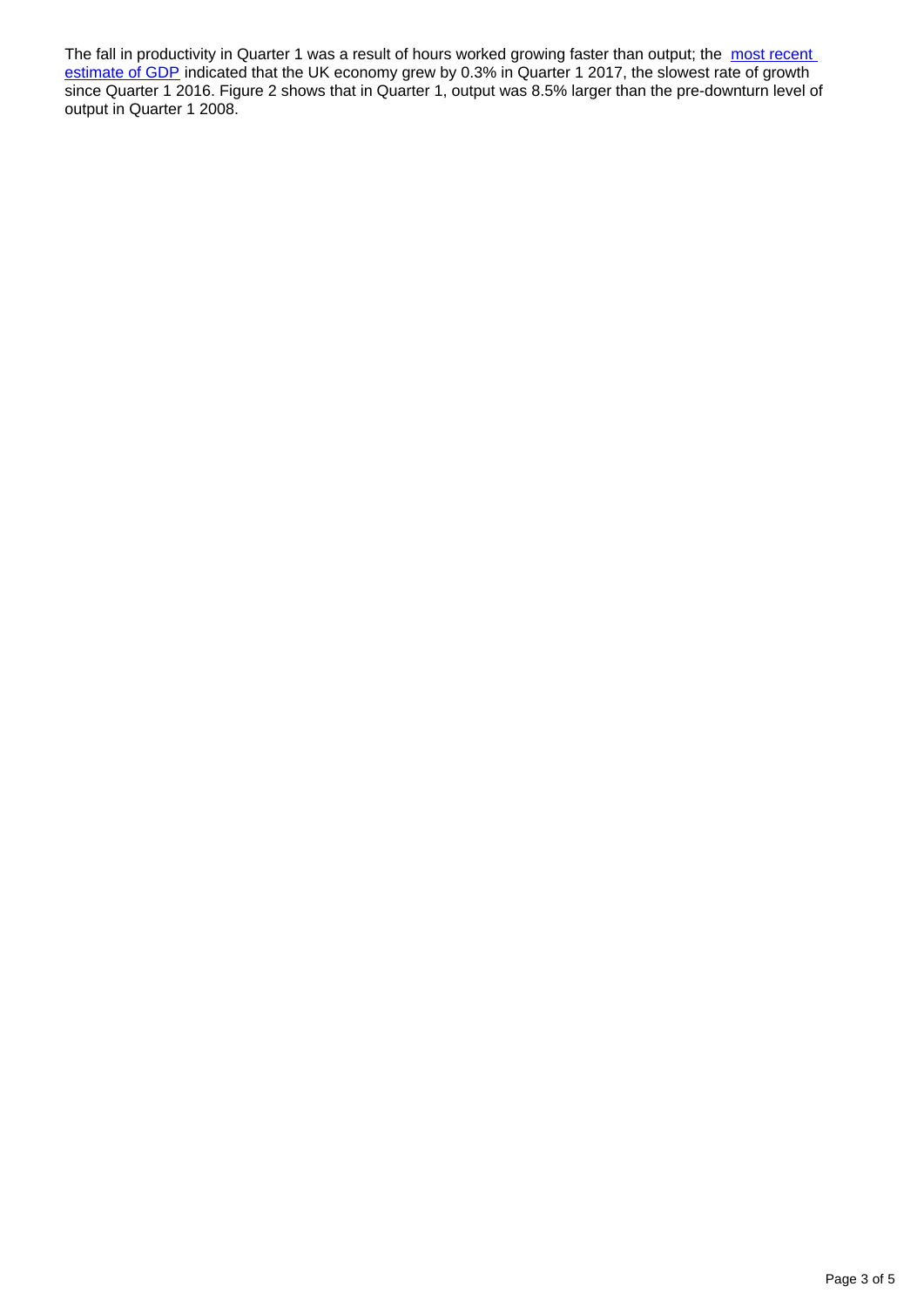The fall in productivity in Quarter 1 was a result of hours worked growing faster than output; the [most recent estimate of GDP] indicated that the UK economy grew by 0.3% in Quarter 1 2017, the slowest rate of growth since Quarter 1 2016. Figure 2 shows that in Quarter 1, output was 8.5% larger than the pre-downturn level of output in Quarter 1 2008.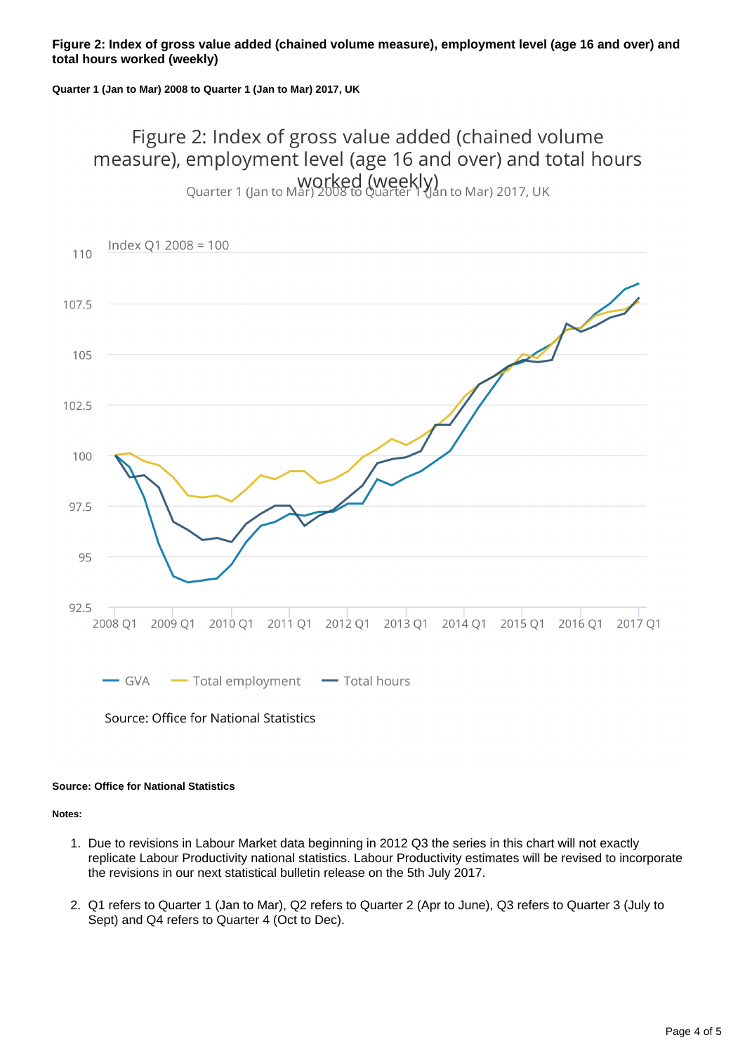**Figure 2: Index of gross value added (chained volume measure), employment level (age 16 and over) and total hours worked (weekly)**

**Quarter 1 (Jan to Mar) 2008 to Quarter 1 (Jan to Mar) 2017, UK**

Figure 2: Index of gross value added (chained volume measure), employment level (age 16 and over) and total hours worked (weekly)

Quarter 1 (Jan to Mar) 2008 to Quarter 1 (Jan to Mar) 2017, UK

Index Q1 2008 = 100

110
107.5
105
102.5
100
97.5
95
92.5

2008 Q1 2009 Q1 2010 Q1 2011 Q1 2012 Q1 2013 Q1 2014 Q1 2015 Q1 2016 Q1 2017 Q1

GVA Total employment Total hours

Source: Office for National Statistics

**Source: Office for National Statistics**

**Notes:**

1. Due to revisions in Labour Market data beginning in 2012 Q3 the series in this chart will not exactly replicate Labour Productivity national statistics. Labour Productivity estimates will be revised to incorporate the revisions in our next statistical bulletin release on the 5th July 2017.

2. Q1 refers to Quarter 1 (Jan to Mar), Q2 refers to Quarter 2 (Apr to June), Q3 refers to Quarter 3 (July to Sept) and Q4 refers to Quarter 4 (Oct to Dec).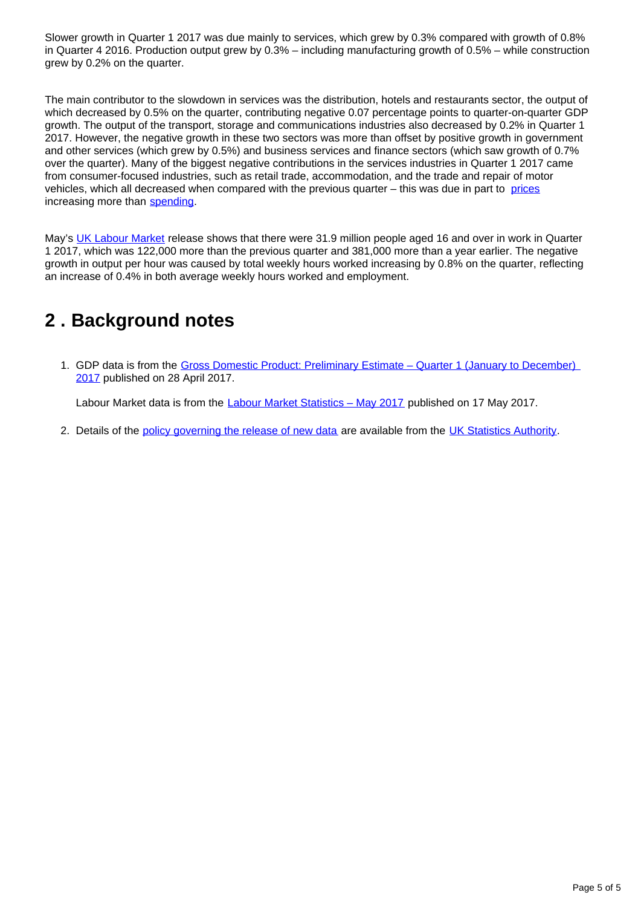Slower growth in Quarter 1 2017 was due mainly to services, which grew by 0.3% compared with growth of 0.8% in Quarter 4 2016. Production output grew by 0.3% – including manufacturing growth of 0.5% – while construction grew by 0.2% on the quarter.

The main contributor to the slowdown in services was the distribution, hotels and restaurants sector, the output of which decreased by 0.5% on the quarter, contributing negative 0.07 percentage points to quarter-on-quarter GDP growth. The output of the transport, storage and communications industries also decreased by 0.2% in Quarter 1 2017. However, the negative growth in these two sectors was more than offset by positive growth in government and other services (which grew by 0.5%) and business services and finance sectors (which saw growth of 0.7% over the quarter). Many of the biggest negative contributions in the services industries in Quarter 1 2017 came from consumer-focused industries, such as retail trade, accommodation, and the trade and repair of motor vehicles, which all decreased when compared with the previous quarter – this was due in part to prices increasing more than spending.

May's UK Labour Market release shows that there were 31.9 million people aged 16 and over in work in Quarter 1 2017, which was 122,000 more than the previous quarter and 381,000 more than a year earlier. The negative growth in output per hour was caused by total weekly hours worked increasing by 0.8% on the quarter, reflecting an increase of 0.4% in both average weekly hours worked and employment.

## 2 . Background notes

1. GDP data is from the Gross Domestic Product: Preliminary Estimate – Quarter 1 (January to December) 2017 published on 28 April 2017.

   Labour Market data is from the Labour Market Statistics – May 2017 published on 17 May 2017.

2. Details of the policy governing the release of new data are available from the UK Statistics Authority.